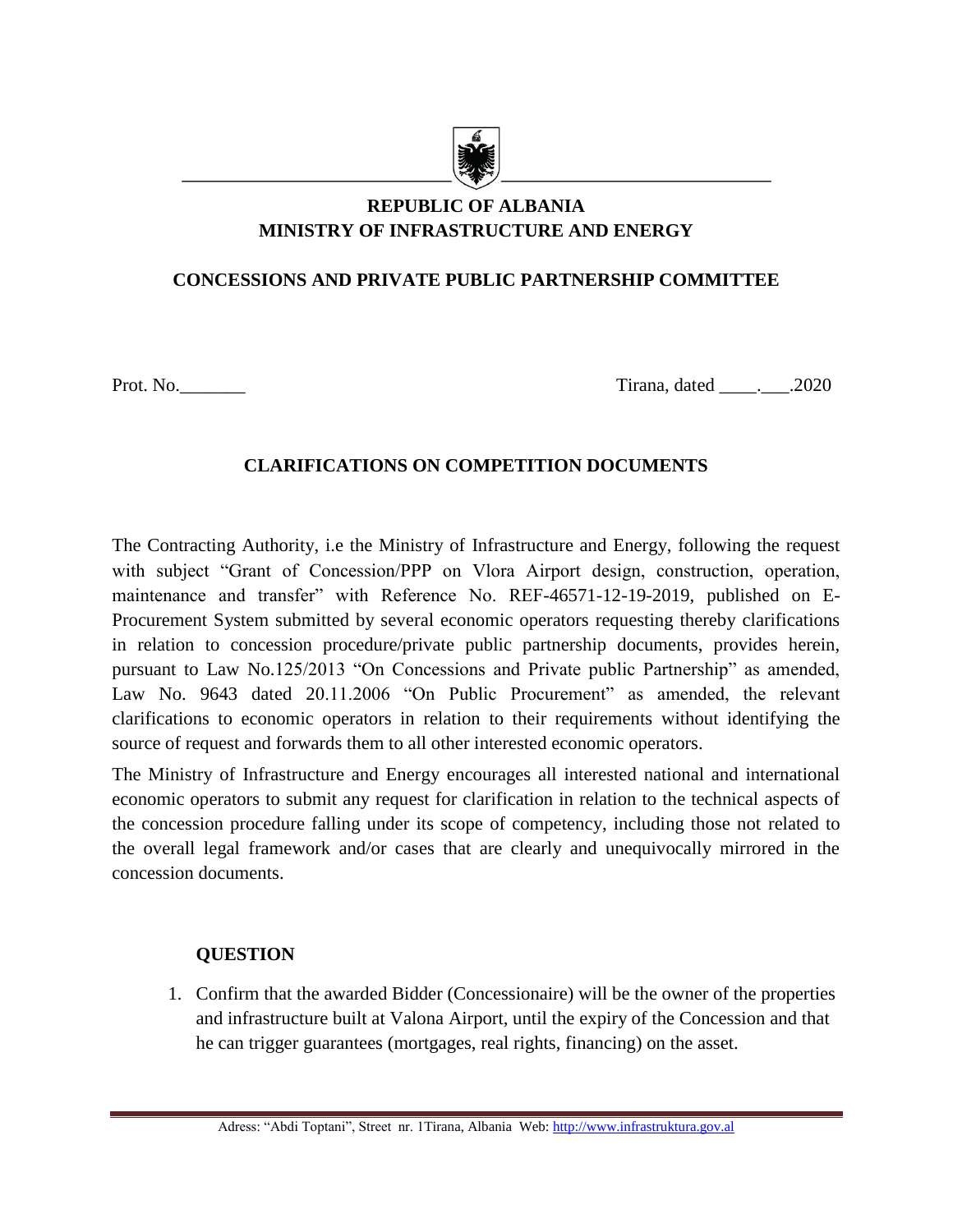**REPUBLIC OF ALBANIA**
**MINISTRY OF INFRASTRUCTURE AND ENERGY**

**CONCESSIONS AND PRIVATE PUBLIC PARTNERSHIP COMMITTEE**

Prot. No._______ Tirana, dated ____.___.2020

## CLARIFICATIONS ON COMPETITION DOCUMENTS

The Contracting Authority, i.e the Ministry of Infrastructure and Energy, following the request with subject "Grant of Concession/PPP on Vlora Airport design, construction, operation, maintenance and transfer" with Reference No. REF-46571-12-19-2019, published on E-Procurement System submitted by several economic operators requesting thereby clarifications in relation to concession procedure/private public partnership documents, provides herein, pursuant to Law No.125/2013 "On Concessions and Private public Partnership" as amended, Law No. 9643 dated 20.11.2006 "On Public Procurement" as amended, the relevant clarifications to economic operators in relation to their requirements without identifying the source of request and forwards them to all other interested economic operators.

The Ministry of Infrastructure and Energy encourages all interested national and international economic operators to submit any request for clarification in relation to the technical aspects of the concession procedure falling under its scope of competency, including those not related to the overall legal framework and/or cases that are clearly and unequivocally mirrored in the concession documents.

### QUESTION

1. Confirm that the awarded Bidder (Concessionaire) will be the owner of the properties and infrastructure built at Valona Airport, until the expiry of the Concession and that he can trigger guarantees (mortgages, real rights, financing) on the asset.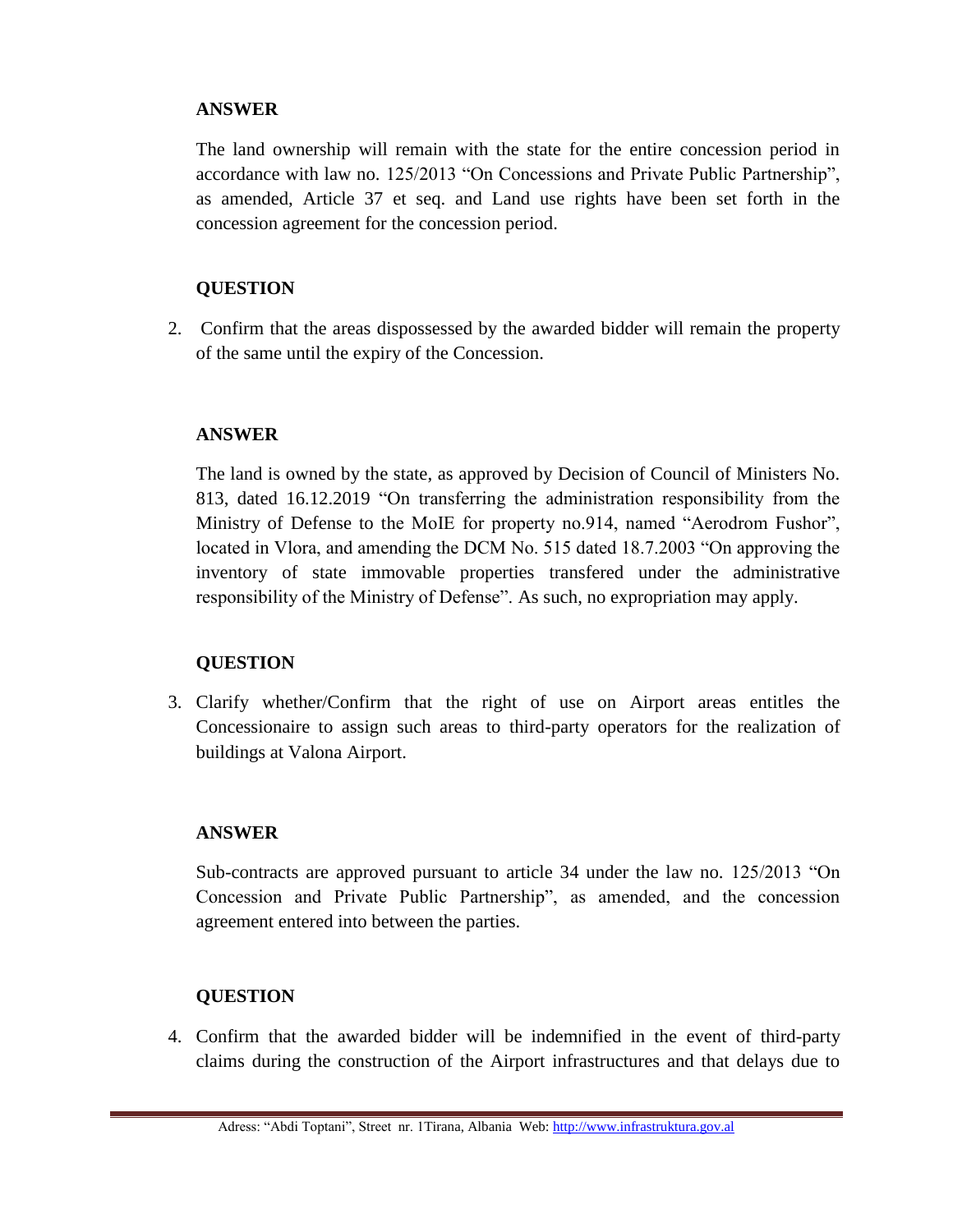**ANSWER**

The land ownership will remain with the state for the entire concession period in accordance with law no. 125/2013 “On Concessions and Private Public Partnership”, as amended, Article 37 et seq. and Land use rights have been set forth in the concession agreement for the concession period.

**QUESTION**

2. Confirm that the areas dispossessed by the awarded bidder will remain the property of the same until the expiry of the Concession.

**ANSWER**

The land is owned by the state, as approved by Decision of Council of Ministers No. 813, dated 16.12.2019 “On transferring the administration responsibility from the Ministry of Defense to the MoIE for property no.914, named “Aerodrom Fushor”, located in Vlora, and amending the DCM No. 515 dated 18.7.2003 “On approving the inventory of state immovable properties transfered under the administrative responsibility of the Ministry of Defense”. As such, no expropriation may apply.

**QUESTION**

3. Clarify whether/Confirm that the right of use on Airport areas entitles the Concessionaire to assign such areas to third-party operators for the realization of buildings at Valona Airport.

**ANSWER**

Sub-contracts are approved pursuant to article 34 under the law no. 125/2013 “On Concession and Private Public Partnership”, as amended, and the concession agreement entered into between the parties.

**QUESTION**

4. Confirm that the awarded bidder will be indemnified in the event of third-party claims during the construction of the Airport infrastructures and that delays due to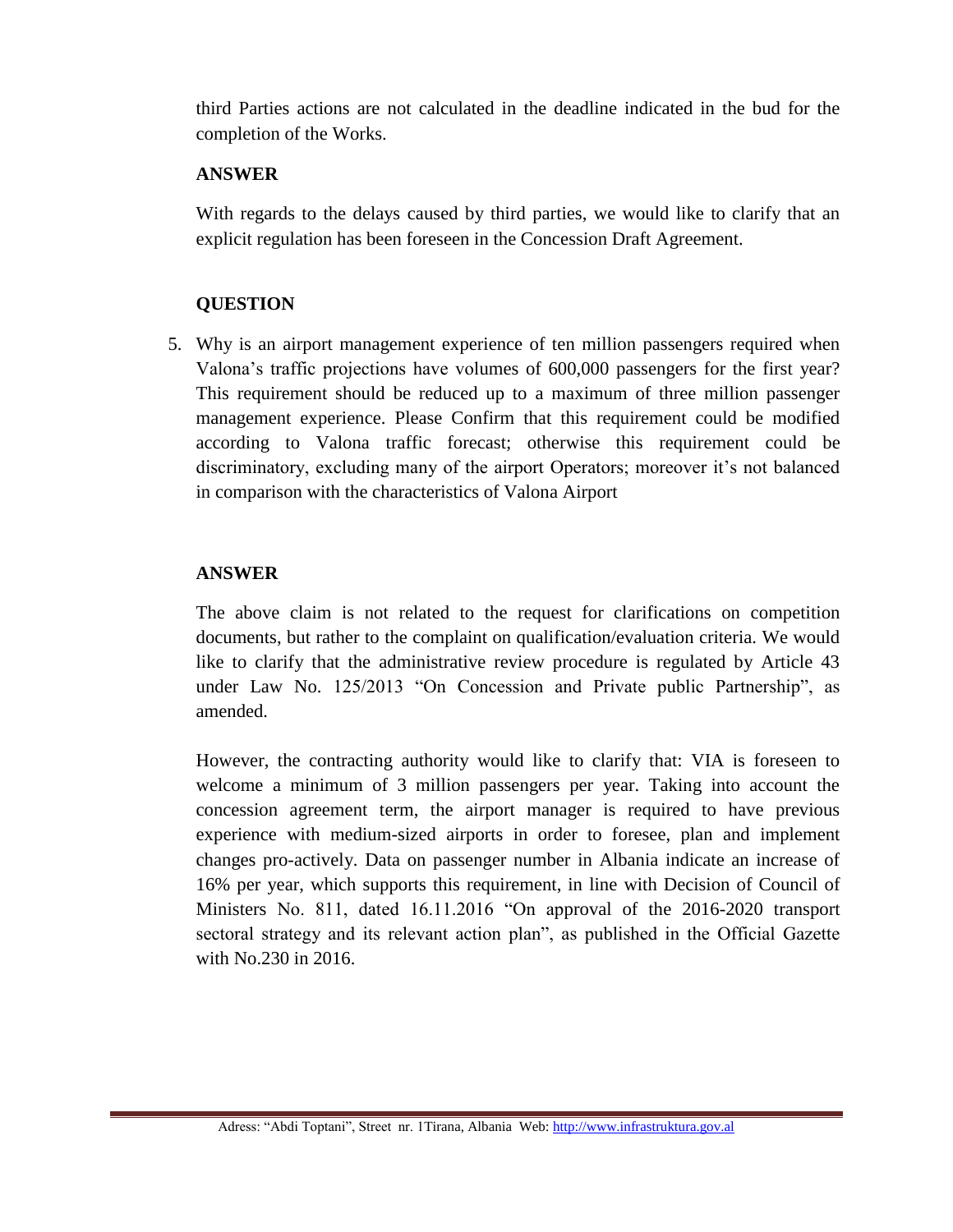third Parties actions are not calculated in the deadline indicated in the bud for the completion of the Works.

**ANSWER**

With regards to the delays caused by third parties, we would like to clarify that an explicit regulation has been foreseen in the Concession Draft Agreement.

**QUESTION**

5. Why is an airport management experience of ten million passengers required when Valona's traffic projections have volumes of 600,000 passengers for the first year? This requirement should be reduced up to a maximum of three million passenger management experience. Please Confirm that this requirement could be modified according to Valona traffic forecast; otherwise this requirement could be discriminatory, excluding many of the airport Operators; moreover it's not balanced in comparison with the characteristics of Valona Airport

**ANSWER**

The above claim is not related to the request for clarifications on competition documents, but rather to the complaint on qualification/evaluation criteria. We would like to clarify that the administrative review procedure is regulated by Article 43 under Law No. 125/2013 "On Concession and Private public Partnership", as amended.

However, the contracting authority would like to clarify that: VIA is foreseen to welcome a minimum of 3 million passengers per year. Taking into account the concession agreement term, the airport manager is required to have previous experience with medium-sized airports in order to foresee, plan and implement changes pro-actively. Data on passenger number in Albania indicate an increase of 16% per year, which supports this requirement, in line with Decision of Council of Ministers No. 811, dated 16.11.2016 "On approval of the 2016-2020 transport sectoral strategy and its relevant action plan", as published in the Official Gazette with No.230 in 2016.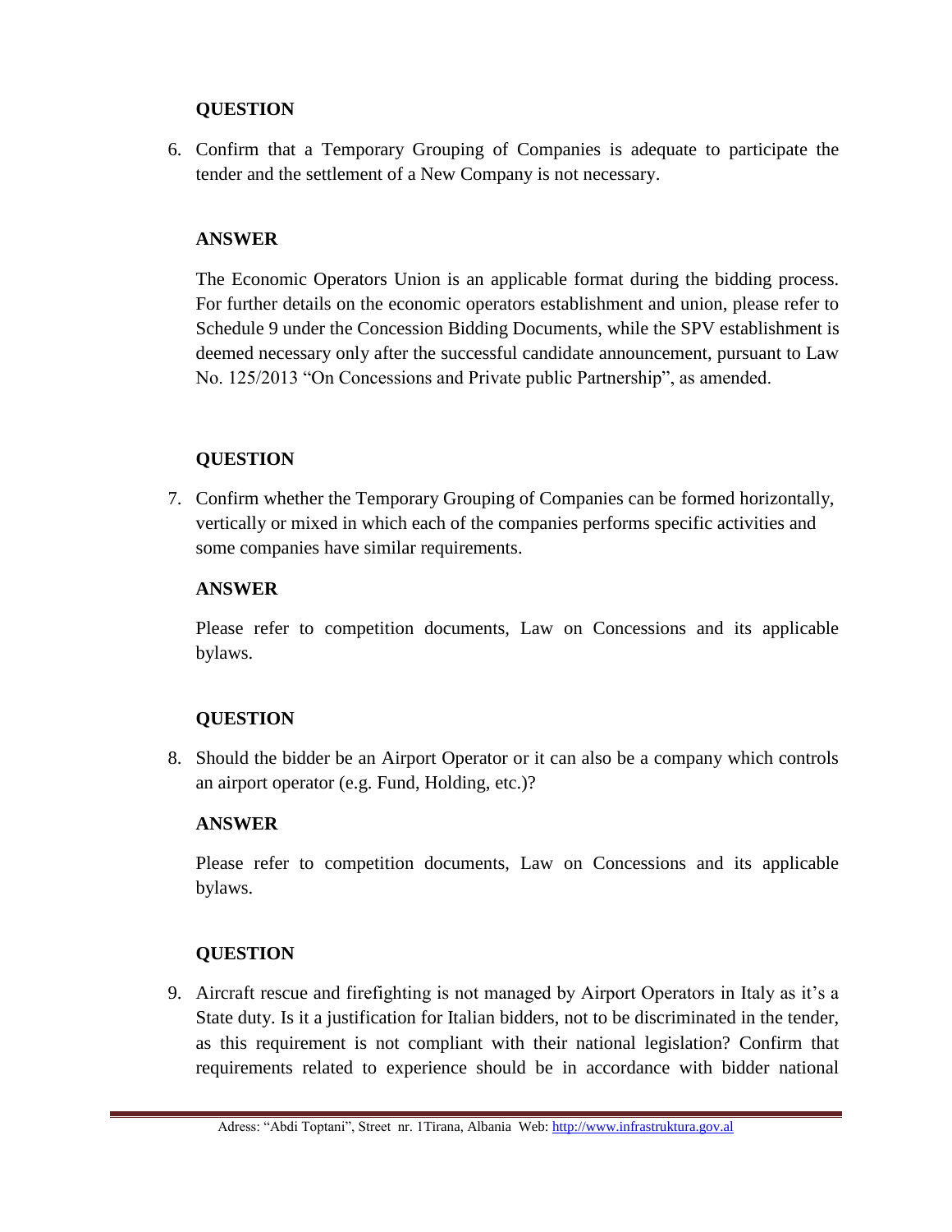**QUESTION**

6. Confirm that a Temporary Grouping of Companies is adequate to participate the tender and the settlement of a New Company is not necessary.

**ANSWER**

The Economic Operators Union is an applicable format during the bidding process. For further details on the economic operators establishment and union, please refer to Schedule 9 under the Concession Bidding Documents, while the SPV establishment is deemed necessary only after the successful candidate announcement, pursuant to Law No. 125/2013 "On Concessions and Private public Partnership", as amended.

**QUESTION**

7. Confirm whether the Temporary Grouping of Companies can be formed horizontally, vertically or mixed in which each of the companies performs specific activities and some companies have similar requirements.

**ANSWER**

Please refer to competition documents, Law on Concessions and its applicable bylaws.

**QUESTION**

8. Should the bidder be an Airport Operator or it can also be a company which controls an airport operator (e.g. Fund, Holding, etc.)?

**ANSWER**

Please refer to competition documents, Law on Concessions and its applicable bylaws.

**QUESTION**

9. Aircraft rescue and firefighting is not managed by Airport Operators in Italy as it's a State duty. Is it a justification for Italian bidders, not to be discriminated in the tender, as this requirement is not compliant with their national legislation? Confirm that requirements related to experience should be in accordance with bidder national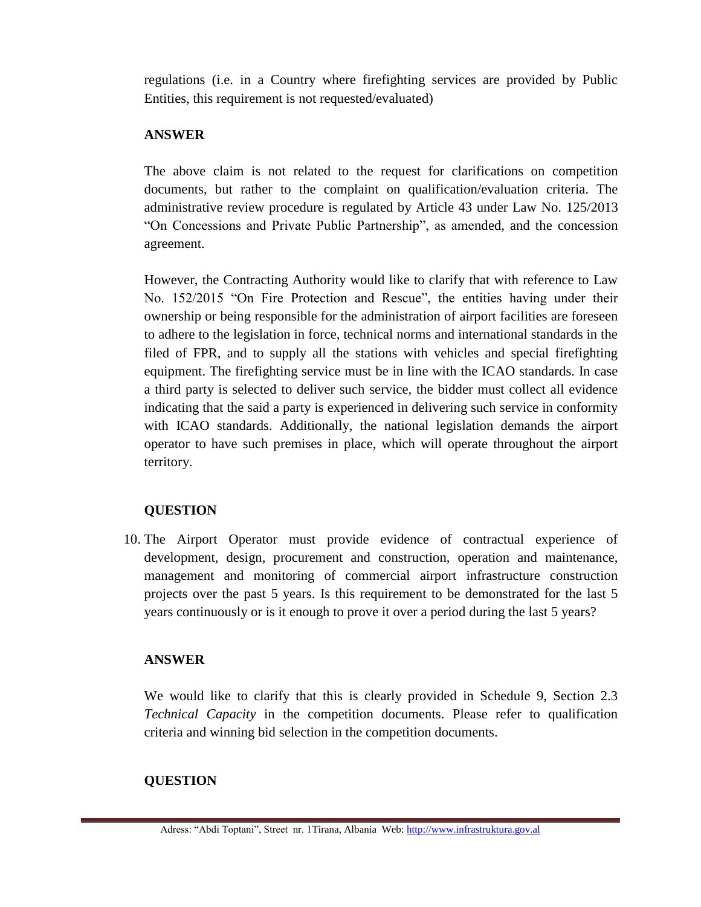regulations (i.e. in a Country where firefighting services are provided by Public Entities, this requirement is not requested/evaluated)

**ANSWER**

The above claim is not related to the request for clarifications on competition documents, but rather to the complaint on qualification/evaluation criteria. The administrative review procedure is regulated by Article 43 under Law No. 125/2013 "On Concessions and Private Public Partnership", as amended, and the concession agreement.

However, the Contracting Authority would like to clarify that with reference to Law No. 152/2015 "On Fire Protection and Rescue", the entities having under their ownership or being responsible for the administration of airport facilities are foreseen to adhere to the legislation in force, technical norms and international standards in the filed of FPR, and to supply all the stations with vehicles and special firefighting equipment. The firefighting service must be in line with the ICAO standards. In case a third party is selected to deliver such service, the bidder must collect all evidence indicating that the said a party is experienced in delivering such service in conformity with ICAO standards. Additionally, the national legislation demands the airport operator to have such premises in place, which will operate throughout the airport territory.

**QUESTION**

10. The Airport Operator must provide evidence of contractual experience of development, design, procurement and construction, operation and maintenance, management and monitoring of commercial airport infrastructure construction projects over the past 5 years. Is this requirement to be demonstrated for the last 5 years continuously or is it enough to prove it over a period during the last 5 years?

**ANSWER**

We would like to clarify that this is clearly provided in Schedule 9, Section 2.3 *Technical Capacity* in the competition documents. Please refer to qualification criteria and winning bid selection in the competition documents.

**QUESTION**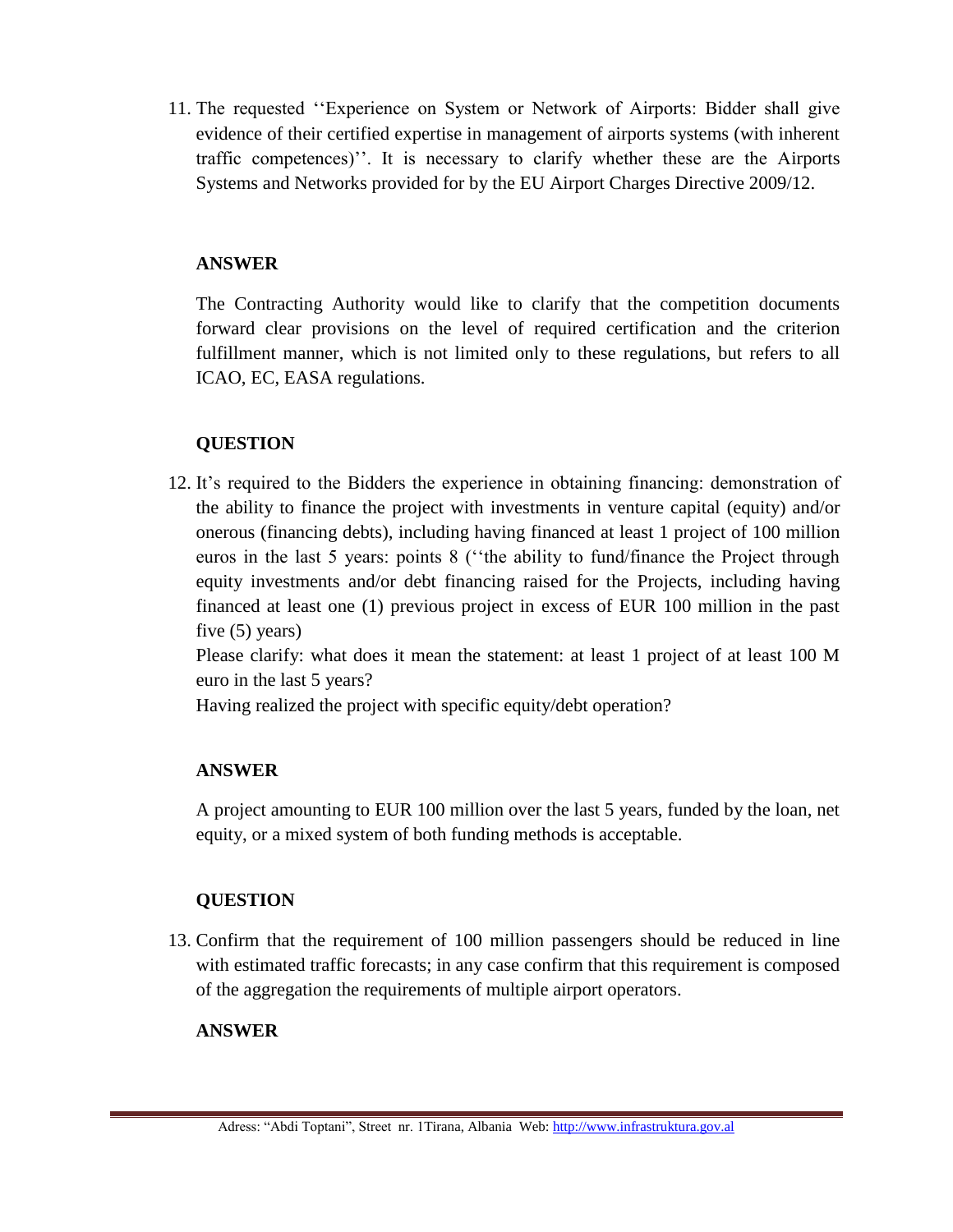11. The requested ''Experience on System or Network of Airports: Bidder shall give evidence of their certified expertise in management of airports systems (with inherent traffic competences)''. It is necessary to clarify whether these are the Airports Systems and Networks provided for by the EU Airport Charges Directive 2009/12.

**ANSWER**

The Contracting Authority would like to clarify that the competition documents forward clear provisions on the level of required certification and the criterion fulfillment manner, which is not limited only to these regulations, but refers to all ICAO, EC, EASA regulations.

**QUESTION**

12. It's required to the Bidders the experience in obtaining financing: demonstration of the ability to finance the project with investments in venture capital (equity) and/or onerous (financing debts), including having financed at least 1 project of 100 million euros in the last 5 years: points 8 (''the ability to fund/finance the Project through equity investments and/or debt financing raised for the Projects, including having financed at least one (1) previous project in excess of EUR 100 million in the past five (5) years)

    Please clarify: what does it mean the statement: at least 1 project of at least 100 M euro in the last 5 years?

    Having realized the project with specific equity/debt operation?

**ANSWER**

A project amounting to EUR 100 million over the last 5 years, funded by the loan, net equity, or a mixed system of both funding methods is acceptable.

**QUESTION**

13. Confirm that the requirement of 100 million passengers should be reduced in line with estimated traffic forecasts; in any case confirm that this requirement is composed of the aggregation the requirements of multiple airport operators.

**ANSWER**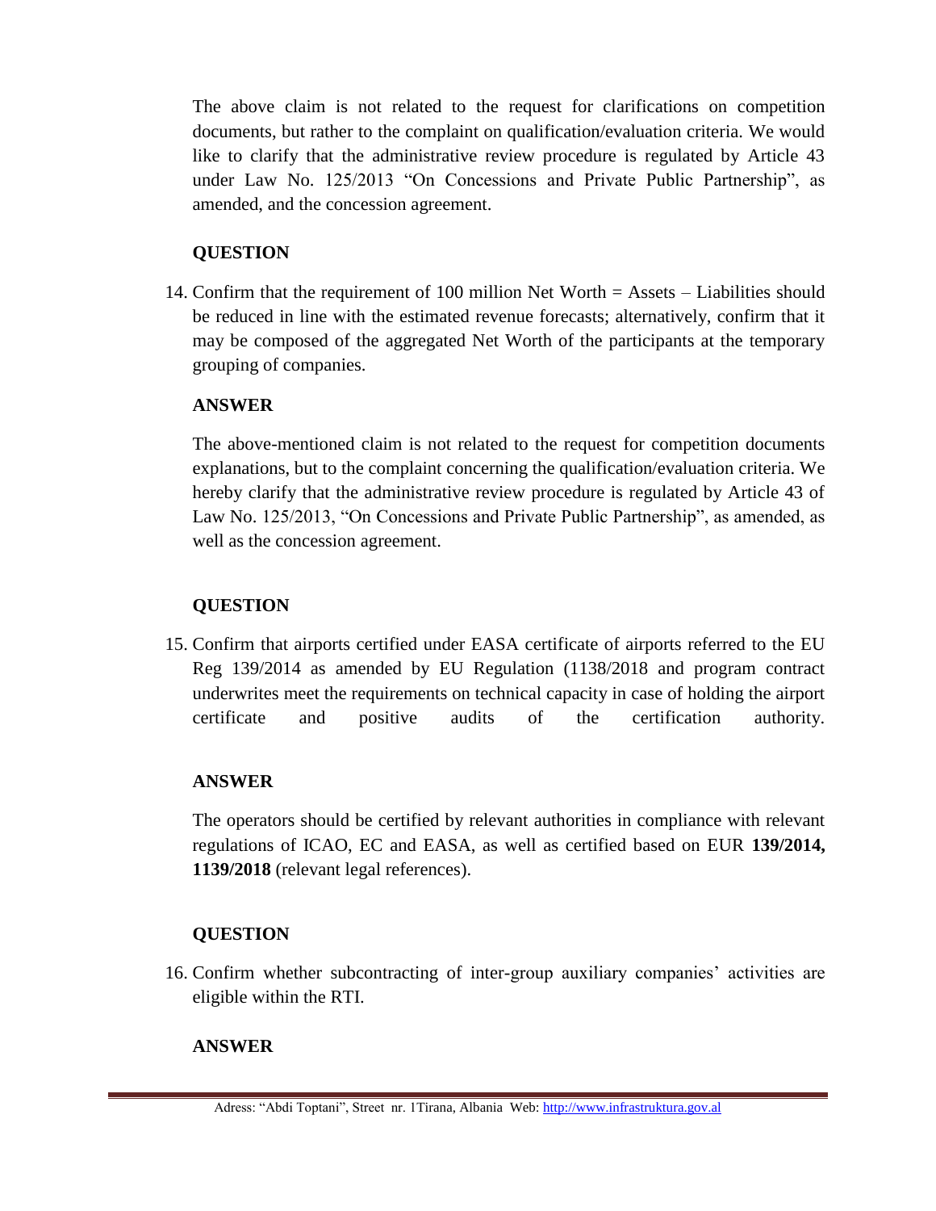The above claim is not related to the request for clarifications on competition documents, but rather to the complaint on qualification/evaluation criteria. We would like to clarify that the administrative review procedure is regulated by Article 43 under Law No. 125/2013 "On Concessions and Private Public Partnership", as amended, and the concession agreement.

**QUESTION**

14. Confirm that the requirement of 100 million Net Worth = Assets – Liabilities should be reduced in line with the estimated revenue forecasts; alternatively, confirm that it may be composed of the aggregated Net Worth of the participants at the temporary grouping of companies.

**ANSWER**

The above-mentioned claim is not related to the request for competition documents explanations, but to the complaint concerning the qualification/evaluation criteria. We hereby clarify that the administrative review procedure is regulated by Article 43 of Law No. 125/2013, "On Concessions and Private Public Partnership", as amended, as well as the concession agreement.

**QUESTION**

15. Confirm that airports certified under EASA certificate of airports referred to the EU Reg 139/2014 as amended by EU Regulation (1138/2018 and program contract underwrites meet the requirements on technical capacity in case of holding the airport certificate and positive audits of the certification authority.

**ANSWER**

The operators should be certified by relevant authorities in compliance with relevant regulations of ICAO, EC and EASA, as well as certified based on EUR **139/2014, 1139/2018** (relevant legal references).

**QUESTION**

16. Confirm whether subcontracting of inter-group auxiliary companies' activities are eligible within the RTI.

**ANSWER**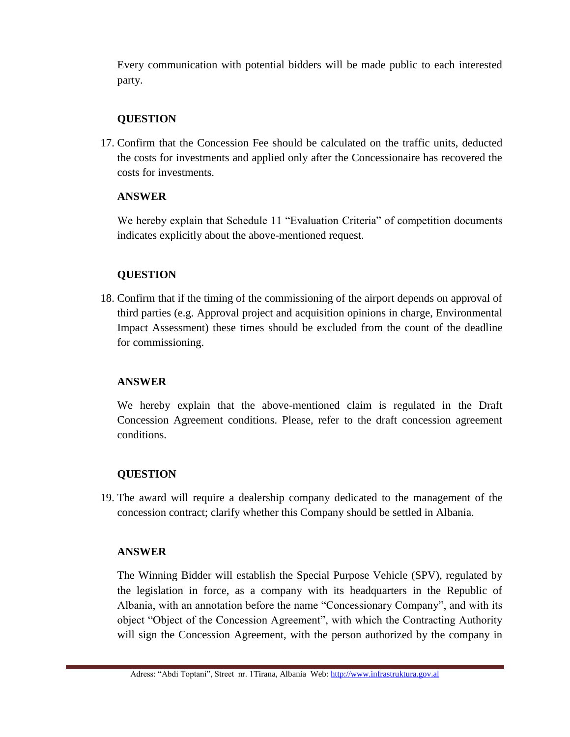Every communication with potential bidders will be made public to each interested party.

**QUESTION**

17. Confirm that the Concession Fee should be calculated on the traffic units, deducted the costs for investments and applied only after the Concessionaire has recovered the costs for investments.

**ANSWER**

We hereby explain that Schedule 11 "Evaluation Criteria" of competition documents indicates explicitly about the above-mentioned request.

**QUESTION**

18. Confirm that if the timing of the commissioning of the airport depends on approval of third parties (e.g. Approval project and acquisition opinions in charge, Environmental Impact Assessment) these times should be excluded from the count of the deadline for commissioning.

**ANSWER**

We hereby explain that the above-mentioned claim is regulated in the Draft Concession Agreement conditions. Please, refer to the draft concession agreement conditions.

**QUESTION**

19. The award will require a dealership company dedicated to the management of the concession contract; clarify whether this Company should be settled in Albania.

**ANSWER**

The Winning Bidder will establish the Special Purpose Vehicle (SPV), regulated by the legislation in force, as a company with its headquarters in the Republic of Albania, with an annotation before the name "Concessionary Company", and with its object "Object of the Concession Agreement", with which the Contracting Authority will sign the Concession Agreement, with the person authorized by the company in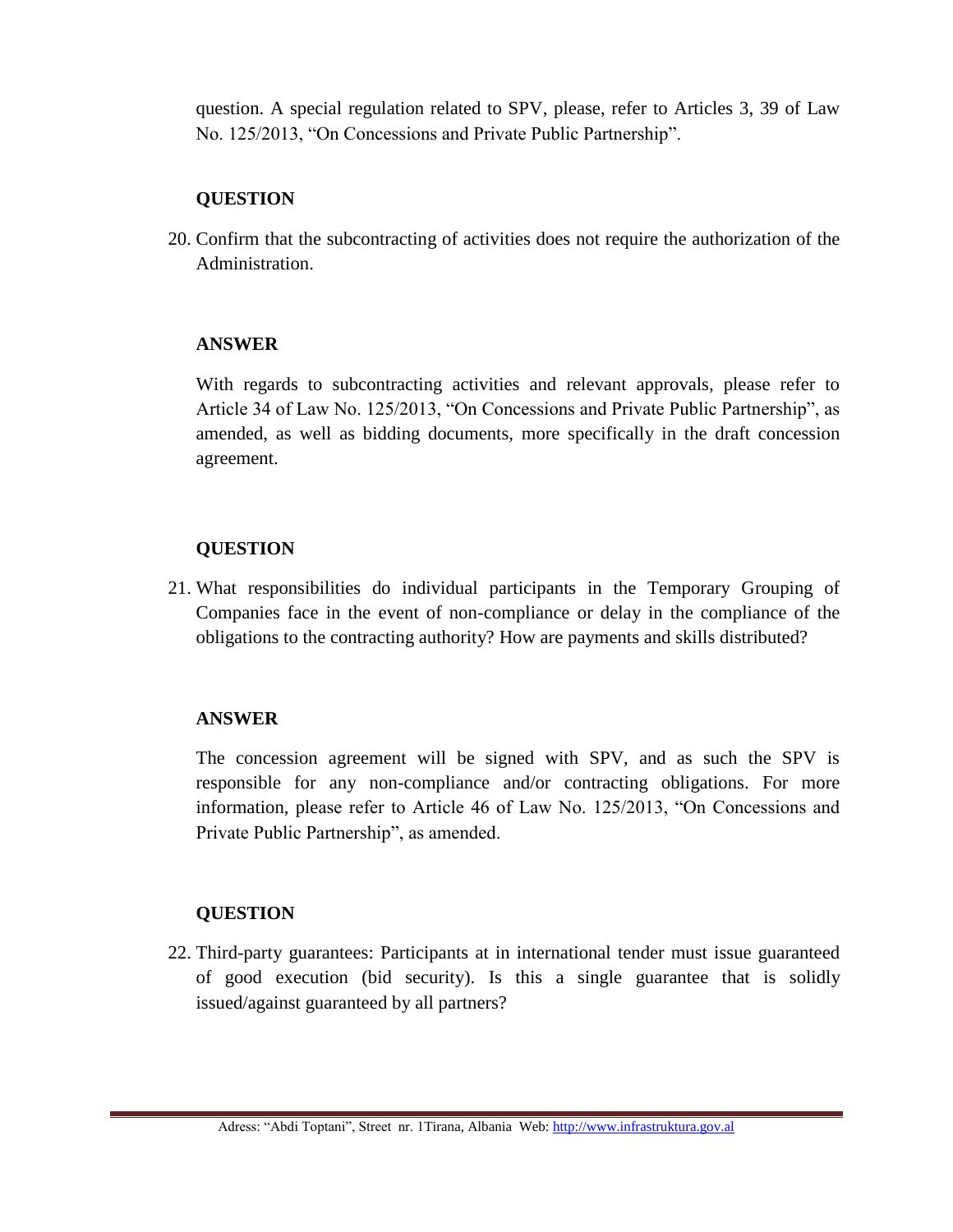question. A special regulation related to SPV, please, refer to Articles 3, 39 of Law No. 125/2013, "On Concessions and Private Public Partnership".

**QUESTION**

20. Confirm that the subcontracting of activities does not require the authorization of the Administration.

**ANSWER**

With regards to subcontracting activities and relevant approvals, please refer to Article 34 of Law No. 125/2013, "On Concessions and Private Public Partnership", as amended, as well as bidding documents, more specifically in the draft concession agreement.

**QUESTION**

21. What responsibilities do individual participants in the Temporary Grouping of Companies face in the event of non-compliance or delay in the compliance of the obligations to the contracting authority? How are payments and skills distributed?

**ANSWER**

The concession agreement will be signed with SPV, and as such the SPV is responsible for any non-compliance and/or contracting obligations. For more information, please refer to Article 46 of Law No. 125/2013, "On Concessions and Private Public Partnership", as amended.

**QUESTION**

22. Third-party guarantees: Participants at in international tender must issue guaranteed of good execution (bid security). Is this a single guarantee that is solidly issued/against guaranteed by all partners?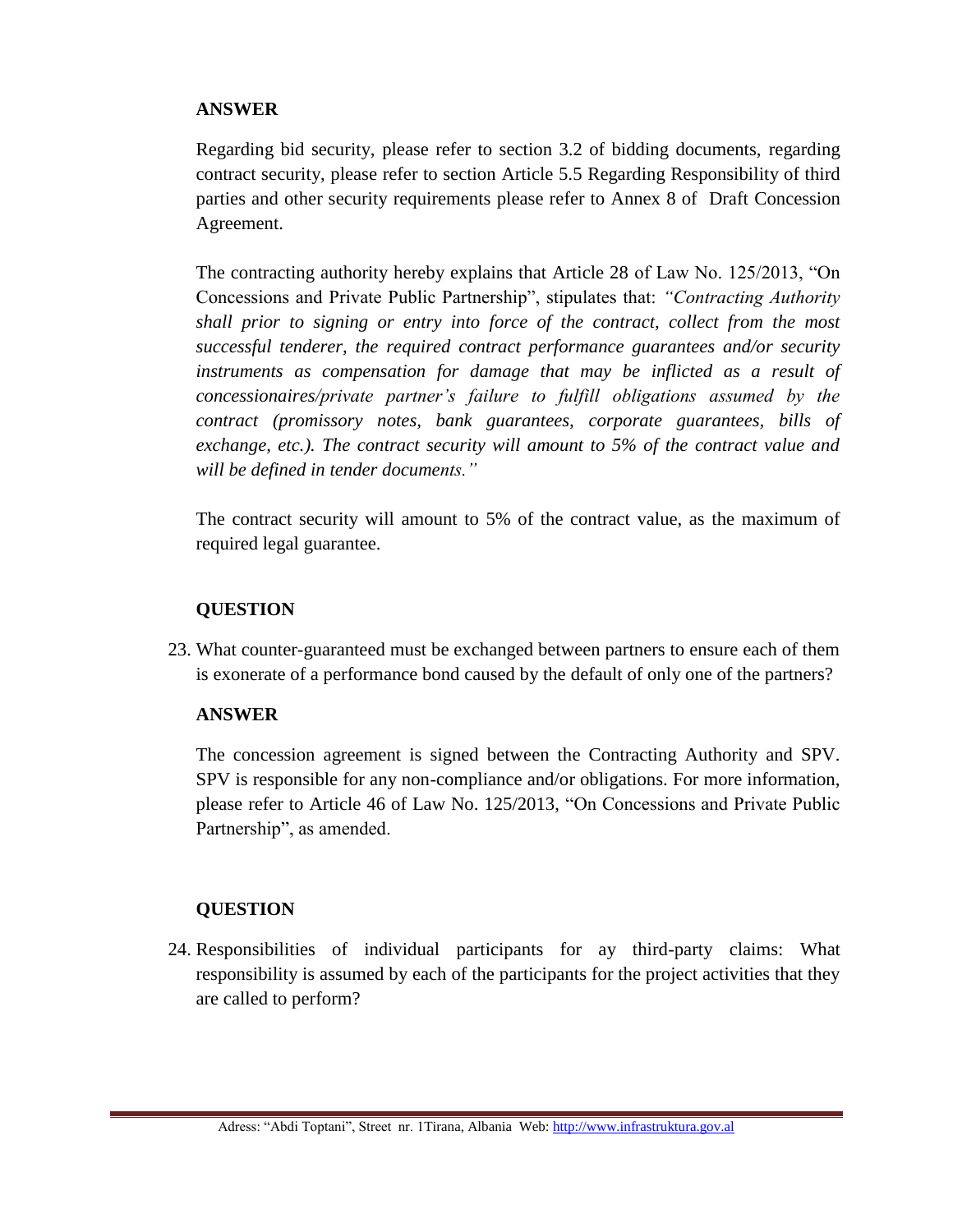**ANSWER**

Regarding bid security, please refer to section 3.2 of bidding documents, regarding contract security, please refer to section Article 5.5 Regarding Responsibility of third parties and other security requirements please refer to Annex 8 of Draft Concession Agreement.

The contracting authority hereby explains that Article 28 of Law No. 125/2013, "On Concessions and Private Public Partnership", stipulates that: *"Contracting Authority shall prior to signing or entry into force of the contract, collect from the most successful tenderer, the required contract performance guarantees and/or security instruments as compensation for damage that may be inflicted as a result of concessionaires/private partner's failure to fulfill obligations assumed by the contract (promissory notes, bank guarantees, corporate guarantees, bills of exchange, etc.). The contract security will amount to 5% of the contract value and will be defined in tender documents."*

The contract security will amount to 5% of the contract value, as the maximum of required legal guarantee.

**QUESTION**

23. What counter-guaranteed must be exchanged between partners to ensure each of them is exonerate of a performance bond caused by the default of only one of the partners?

**ANSWER**

The concession agreement is signed between the Contracting Authority and SPV. SPV is responsible for any non-compliance and/or obligations. For more information, please refer to Article 46 of Law No. 125/2013, "On Concessions and Private Public Partnership", as amended.

**QUESTION**

24. Responsibilities of individual participants for ay third-party claims: What responsibility is assumed by each of the participants for the project activities that they are called to perform?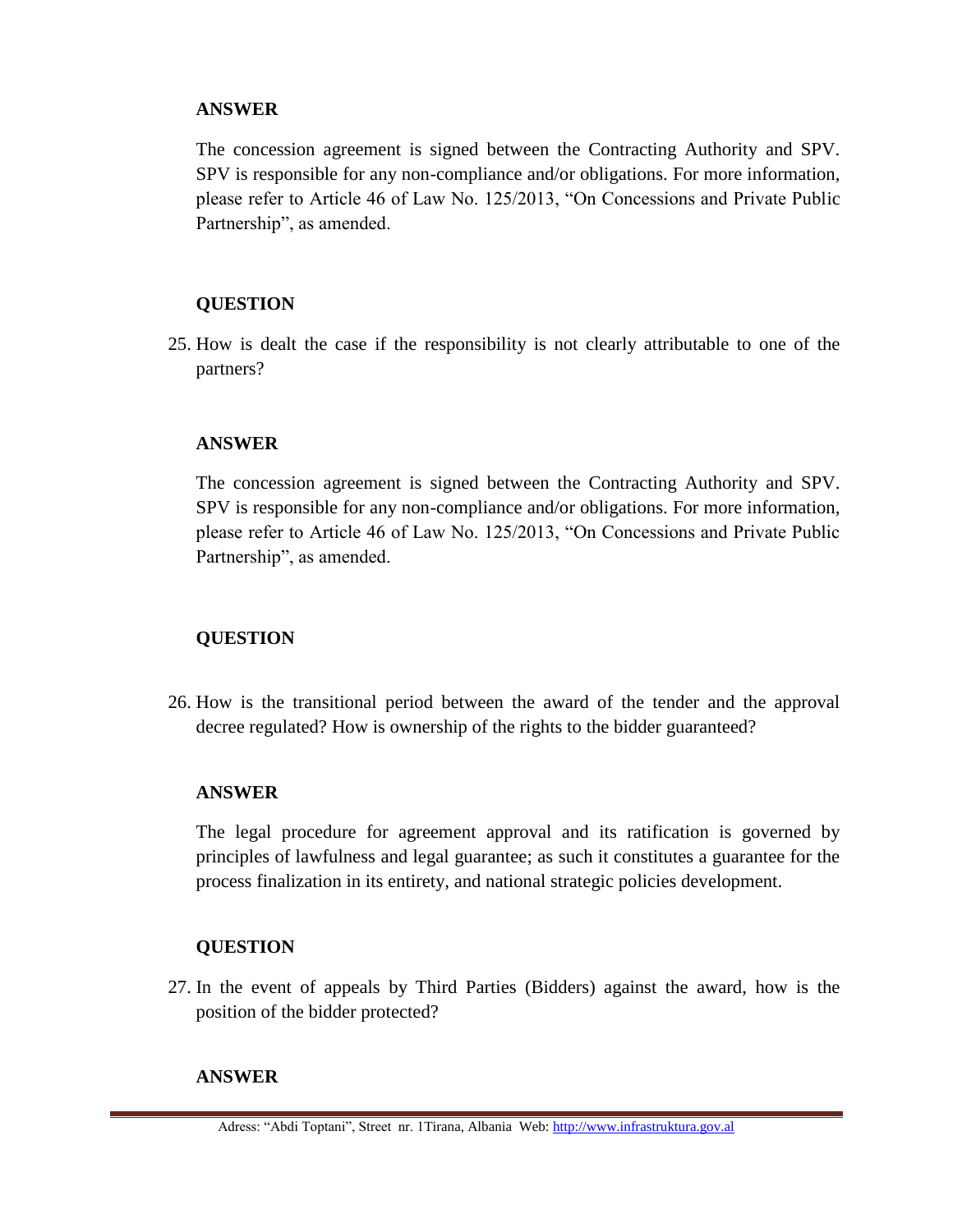**ANSWER**

The concession agreement is signed between the Contracting Authority and SPV. SPV is responsible for any non-compliance and/or obligations. For more information, please refer to Article 46 of Law No. 125/2013, "On Concessions and Private Public Partnership", as amended.

**QUESTION**

25. How is dealt the case if the responsibility is not clearly attributable to one of the partners?

**ANSWER**

The concession agreement is signed between the Contracting Authority and SPV. SPV is responsible for any non-compliance and/or obligations. For more information, please refer to Article 46 of Law No. 125/2013, "On Concessions and Private Public Partnership", as amended.

**QUESTION**

26. How is the transitional period between the award of the tender and the approval decree regulated? How is ownership of the rights to the bidder guaranteed?

**ANSWER**

The legal procedure for agreement approval and its ratification is governed by principles of lawfulness and legal guarantee; as such it constitutes a guarantee for the process finalization in its entirety, and national strategic policies development.

**QUESTION**

27. In the event of appeals by Third Parties (Bidders) against the award, how is the position of the bidder protected?

**ANSWER**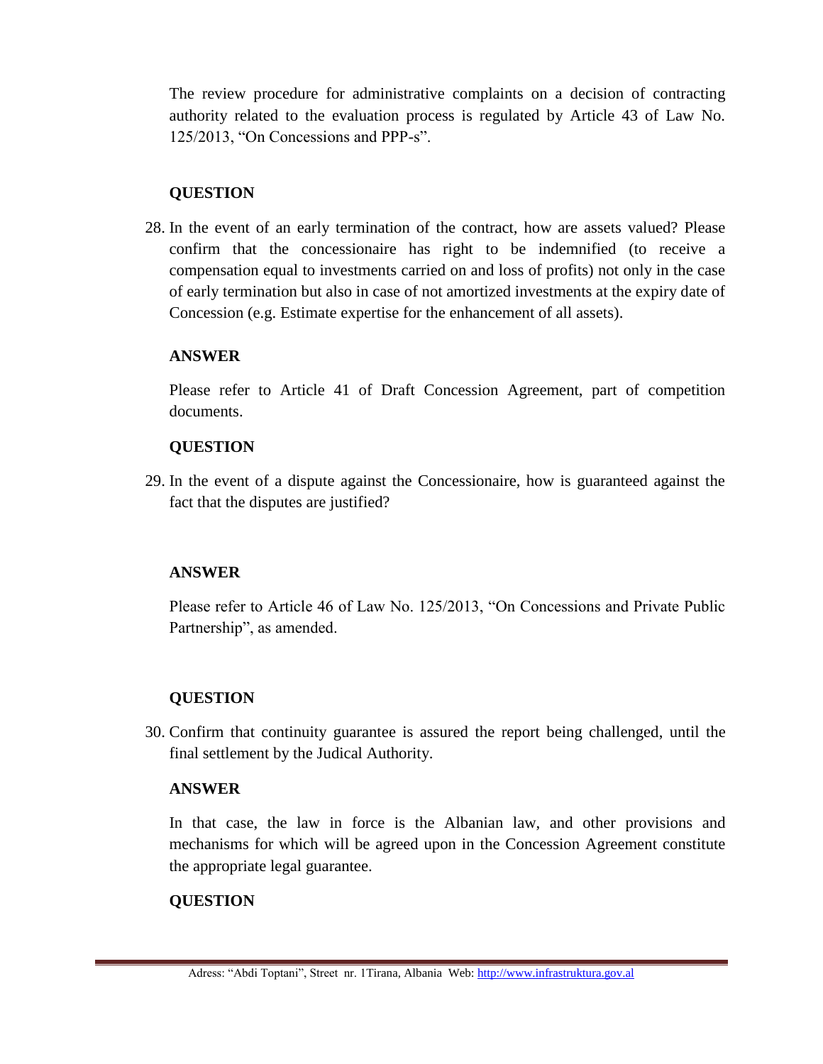The review procedure for administrative complaints on a decision of contracting authority related to the evaluation process is regulated by Article 43 of Law No. 125/2013, "On Concessions and PPP-s".

**QUESTION**

28. In the event of an early termination of the contract, how are assets valued? Please confirm that the concessionaire has right to be indemnified (to receive a compensation equal to investments carried on and loss of profits) not only in the case of early termination but also in case of not amortized investments at the expiry date of Concession (e.g. Estimate expertise for the enhancement of all assets).

**ANSWER**

Please refer to Article 41 of Draft Concession Agreement, part of competition documents.

**QUESTION**

29. In the event of a dispute against the Concessionaire, how is guaranteed against the fact that the disputes are justified?

**ANSWER**

Please refer to Article 46 of Law No. 125/2013, "On Concessions and Private Public Partnership", as amended.

**QUESTION**

30. Confirm that continuity guarantee is assured the report being challenged, until the final settlement by the Judical Authority.

**ANSWER**

In that case, the law in force is the Albanian law, and other provisions and mechanisms for which will be agreed upon in the Concession Agreement constitute the appropriate legal guarantee.

**QUESTION**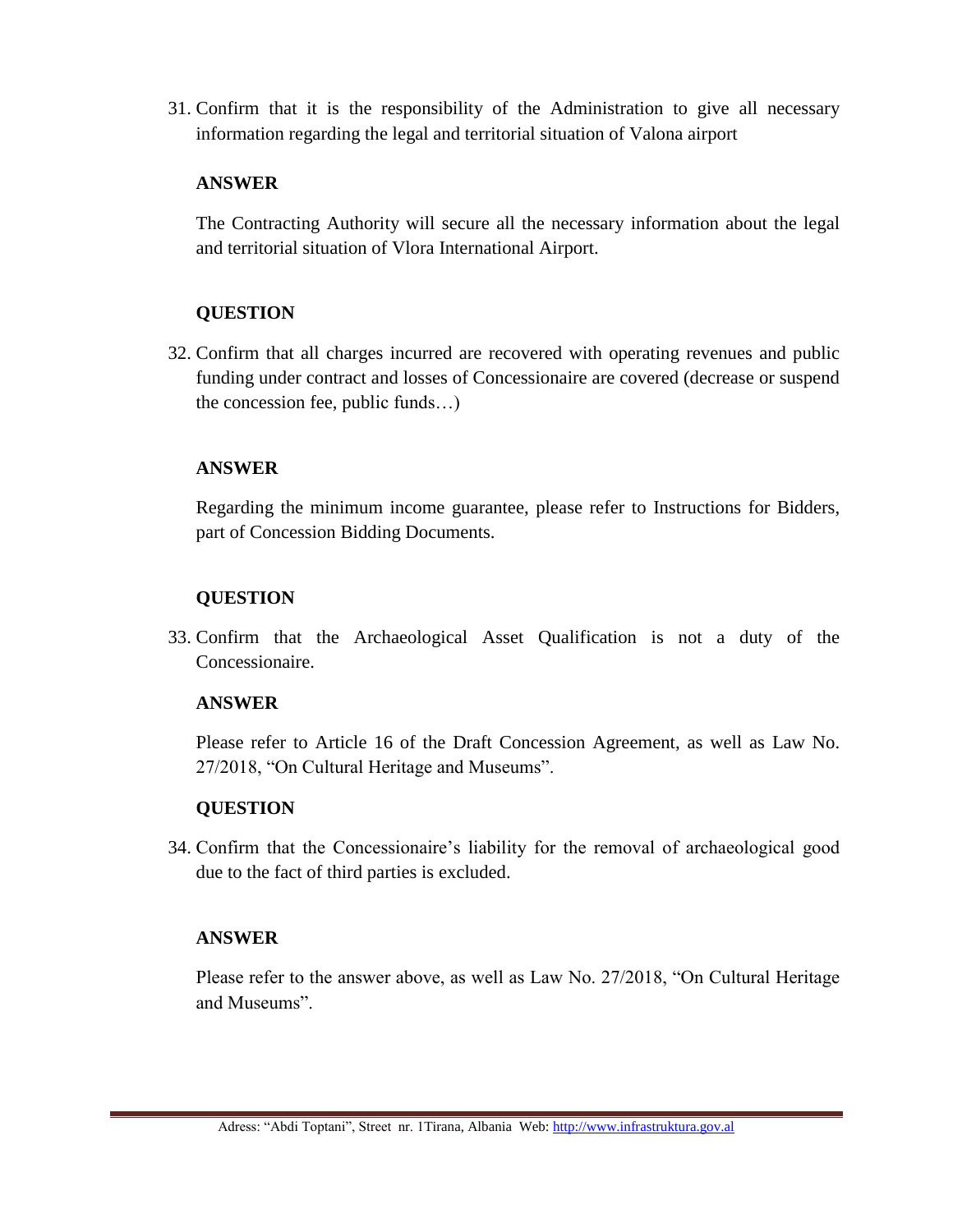31. Confirm that it is the responsibility of the Administration to give all necessary information regarding the legal and territorial situation of Valona airport

**ANSWER**

The Contracting Authority will secure all the necessary information about the legal and territorial situation of Vlora International Airport.

**QUESTION**

32. Confirm that all charges incurred are recovered with operating revenues and public funding under contract and losses of Concessionaire are covered (decrease or suspend the concession fee, public funds…)

**ANSWER**

Regarding the minimum income guarantee, please refer to Instructions for Bidders, part of Concession Bidding Documents.

**QUESTION**

33. Confirm that the Archaeological Asset Qualification is not a duty of the Concessionaire.

**ANSWER**

Please refer to Article 16 of the Draft Concession Agreement, as well as Law No. 27/2018, "On Cultural Heritage and Museums".

**QUESTION**

34. Confirm that the Concessionaire's liability for the removal of archaeological good due to the fact of third parties is excluded.

**ANSWER**

Please refer to the answer above, as well as Law No. 27/2018, "On Cultural Heritage and Museums".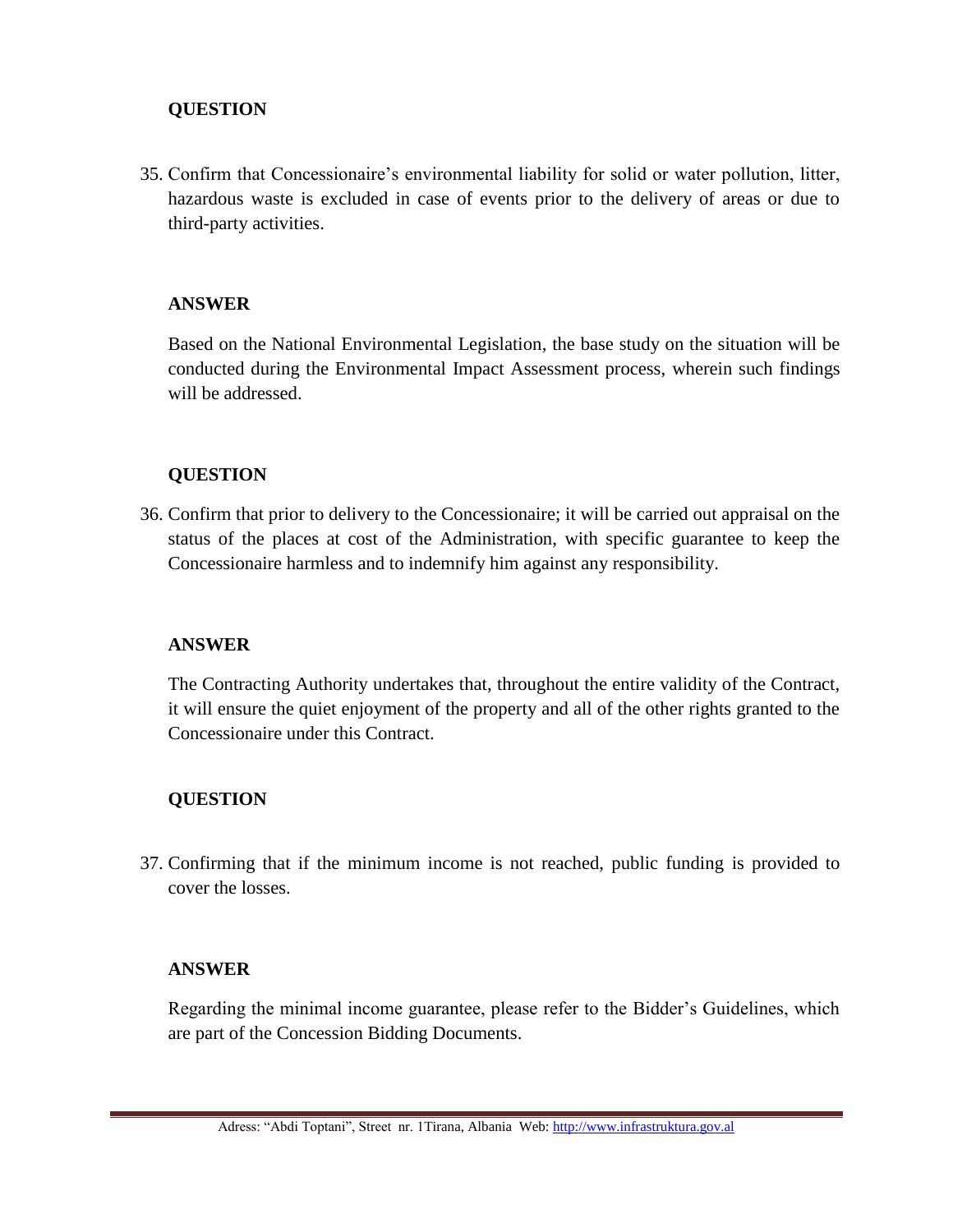**QUESTION**

35. Confirm that Concessionaire's environmental liability for solid or water pollution, litter, hazardous waste is excluded in case of events prior to the delivery of areas or due to third-party activities.

**ANSWER**

Based on the National Environmental Legislation, the base study on the situation will be conducted during the Environmental Impact Assessment process, wherein such findings will be addressed.

**QUESTION**

36. Confirm that prior to delivery to the Concessionaire; it will be carried out appraisal on the status of the places at cost of the Administration, with specific guarantee to keep the Concessionaire harmless and to indemnify him against any responsibility.

**ANSWER**

The Contracting Authority undertakes that, throughout the entire validity of the Contract, it will ensure the quiet enjoyment of the property and all of the other rights granted to the Concessionaire under this Contract.

**QUESTION**

37. Confirming that if the minimum income is not reached, public funding is provided to cover the losses.

**ANSWER**

Regarding the minimal income guarantee, please refer to the Bidder's Guidelines, which are part of the Concession Bidding Documents.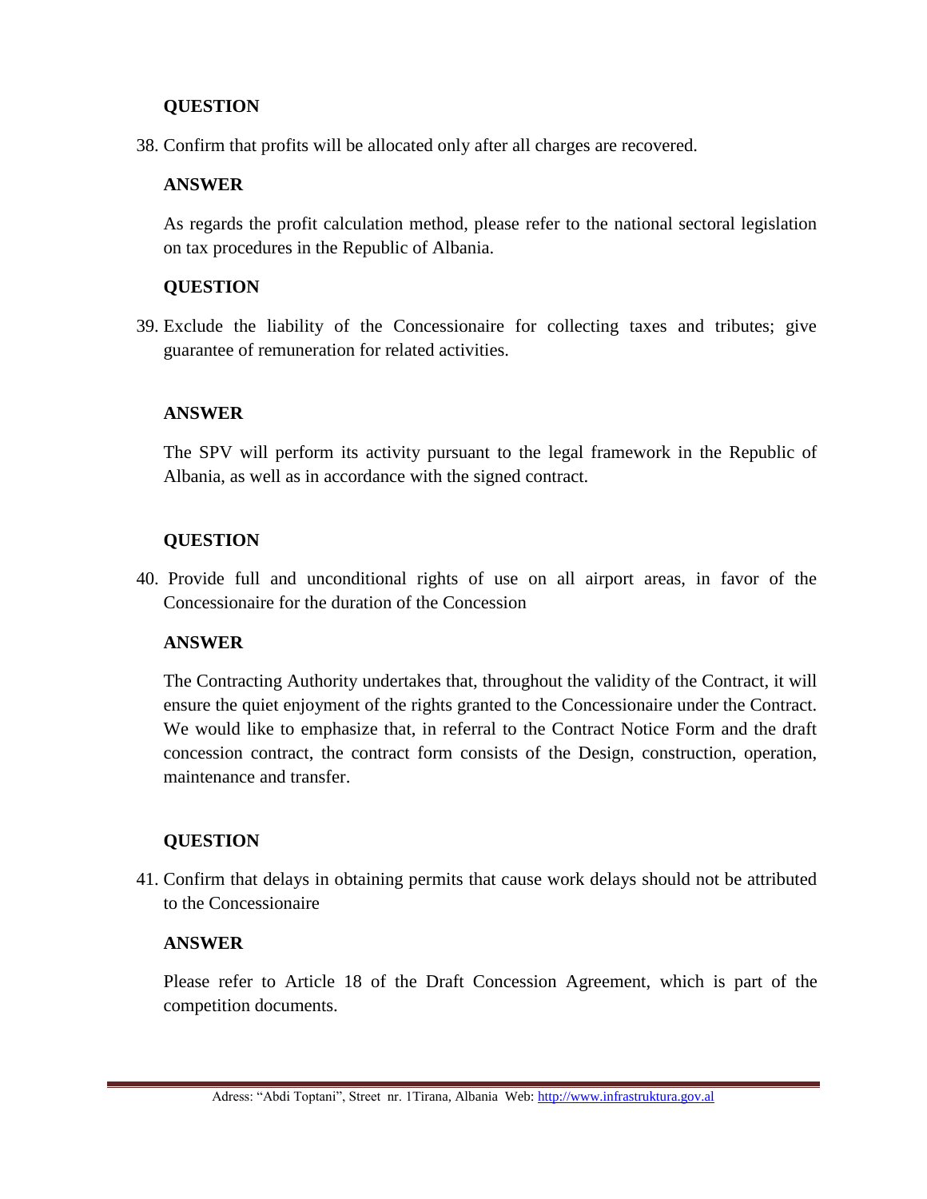**QUESTION**

38. Confirm that profits will be allocated only after all charges are recovered.

**ANSWER**

As regards the profit calculation method, please refer to the national sectoral legislation on tax procedures in the Republic of Albania.

**QUESTION**

39. Exclude the liability of the Concessionaire for collecting taxes and tributes; give guarantee of remuneration for related activities.

**ANSWER**

The SPV will perform its activity pursuant to the legal framework in the Republic of Albania, as well as in accordance with the signed contract.

**QUESTION**

40. Provide full and unconditional rights of use on all airport areas, in favor of the Concessionaire for the duration of the Concession

**ANSWER**

The Contracting Authority undertakes that, throughout the validity of the Contract, it will ensure the quiet enjoyment of the rights granted to the Concessionaire under the Contract. We would like to emphasize that, in referral to the Contract Notice Form and the draft concession contract, the contract form consists of the Design, construction, operation, maintenance and transfer.

**QUESTION**

41. Confirm that delays in obtaining permits that cause work delays should not be attributed to the Concessionaire

**ANSWER**

Please refer to Article 18 of the Draft Concession Agreement, which is part of the competition documents.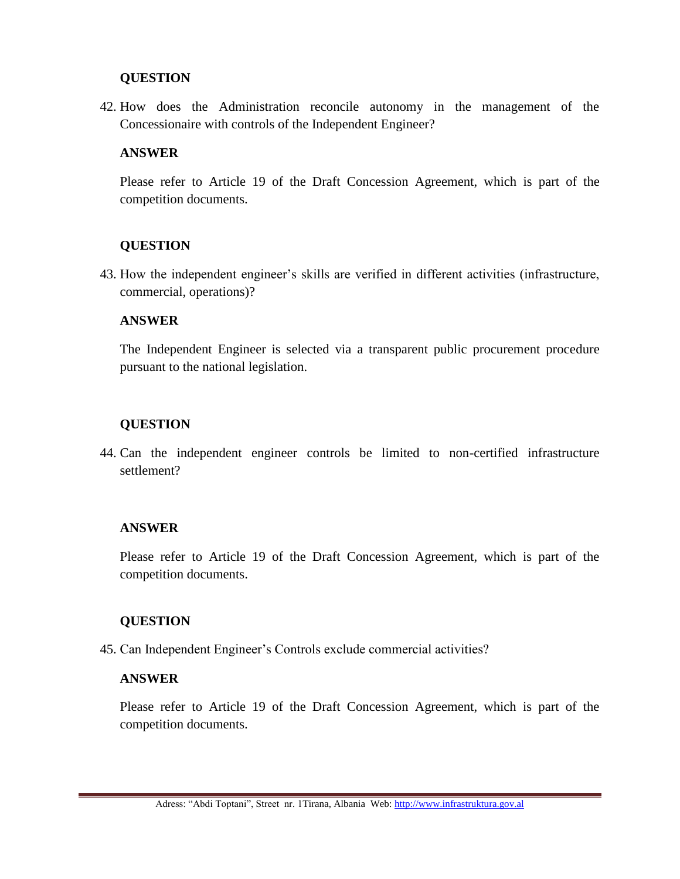**QUESTION**

42. How does the Administration reconcile autonomy in the management of the Concessionaire with controls of the Independent Engineer?

**ANSWER**

Please refer to Article 19 of the Draft Concession Agreement, which is part of the competition documents.

**QUESTION**

43. How the independent engineer's skills are verified in different activities (infrastructure, commercial, operations)?

**ANSWER**

The Independent Engineer is selected via a transparent public procurement procedure pursuant to the national legislation.

**QUESTION**

44. Can the independent engineer controls be limited to non-certified infrastructure settlement?

**ANSWER**

Please refer to Article 19 of the Draft Concession Agreement, which is part of the competition documents.

**QUESTION**

45. Can Independent Engineer's Controls exclude commercial activities?

**ANSWER**

Please refer to Article 19 of the Draft Concession Agreement, which is part of the competition documents.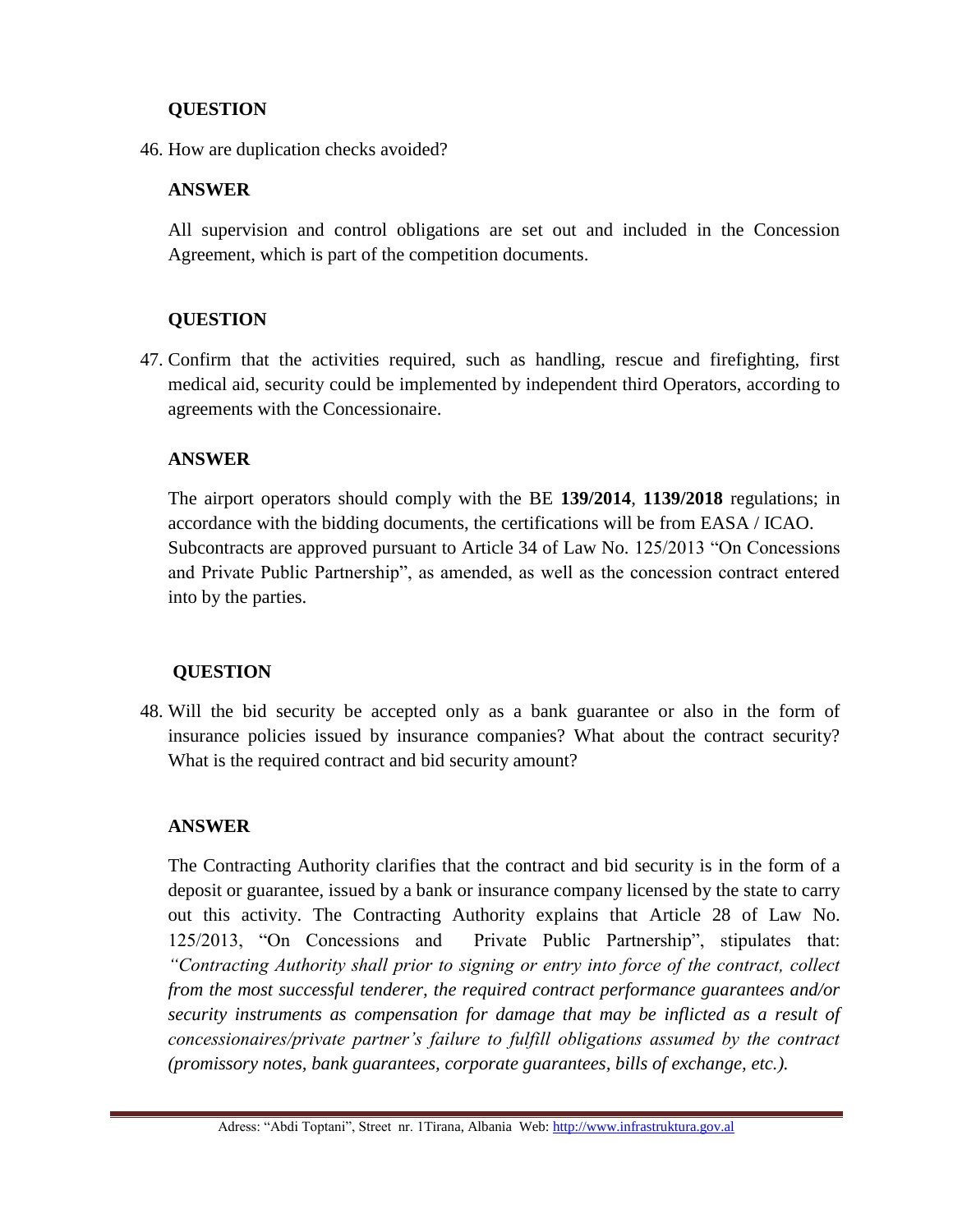**QUESTION**

46. How are duplication checks avoided?

**ANSWER**

All supervision and control obligations are set out and included in the Concession Agreement, which is part of the competition documents.

**QUESTION**

47. Confirm that the activities required, such as handling, rescue and firefighting, first medical aid, security could be implemented by independent third Operators, according to agreements with the Concessionaire.

**ANSWER**

The airport operators should comply with the BE **139/2014**, **1139/2018** regulations; in accordance with the bidding documents, the certifications will be from EASA / ICAO. Subcontracts are approved pursuant to Article 34 of Law No. 125/2013 "On Concessions and Private Public Partnership", as amended, as well as the concession contract entered into by the parties.

**QUESTION**

48. Will the bid security be accepted only as a bank guarantee or also in the form of insurance policies issued by insurance companies? What about the contract security? What is the required contract and bid security amount?

**ANSWER**

The Contracting Authority clarifies that the contract and bid security is in the form of a deposit or guarantee, issued by a bank or insurance company licensed by the state to carry out this activity. The Contracting Authority explains that Article 28 of Law No. 125/2013, "On Concessions and Private Public Partnership", stipulates that: *"Contracting Authority shall prior to signing or entry into force of the contract, collect from the most successful tenderer, the required contract performance guarantees and/or security instruments as compensation for damage that may be inflicted as a result of concessionaires/private partner's failure to fulfill obligations assumed by the contract (promissory notes, bank guarantees, corporate guarantees, bills of exchange, etc.).*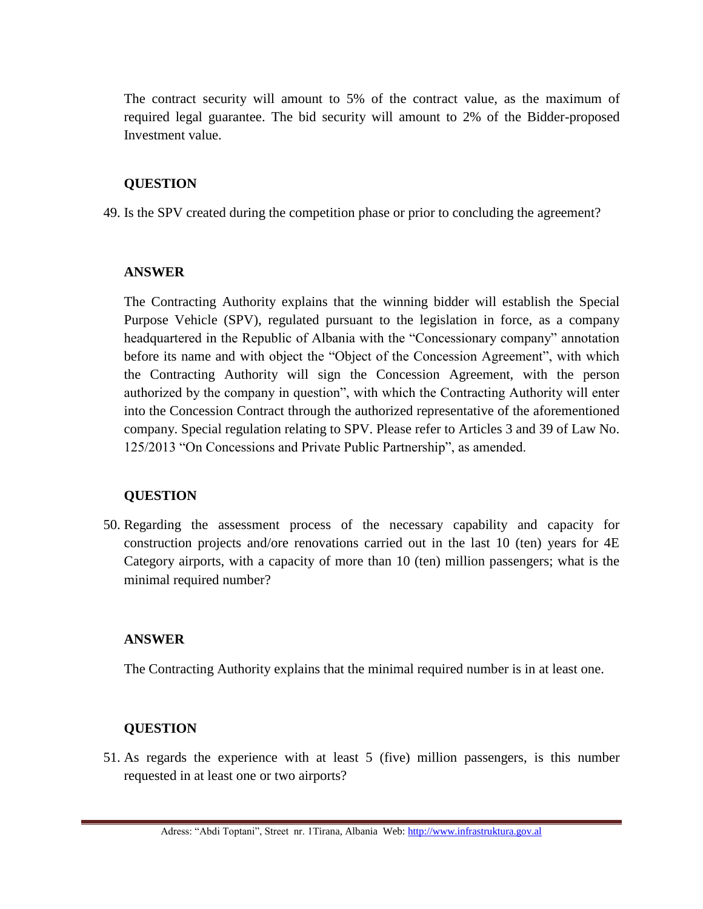The contract security will amount to 5% of the contract value, as the maximum of required legal guarantee. The bid security will amount to 2% of the Bidder-proposed Investment value.

**QUESTION**

49. Is the SPV created during the competition phase or prior to concluding the agreement?

**ANSWER**

The Contracting Authority explains that the winning bidder will establish the Special Purpose Vehicle (SPV), regulated pursuant to the legislation in force, as a company headquartered in the Republic of Albania with the "Concessionary company" annotation before its name and with object the "Object of the Concession Agreement", with which the Contracting Authority will sign the Concession Agreement, with the person authorized by the company in question", with which the Contracting Authority will enter into the Concession Contract through the authorized representative of the aforementioned company. Special regulation relating to SPV. Please refer to Articles 3 and 39 of Law No. 125/2013 "On Concessions and Private Public Partnership", as amended.

**QUESTION**

50. Regarding the assessment process of the necessary capability and capacity for construction projects and/ore renovations carried out in the last 10 (ten) years for 4E Category airports, with a capacity of more than 10 (ten) million passengers; what is the minimal required number?

**ANSWER**

The Contracting Authority explains that the minimal required number is in at least one.

**QUESTION**

51. As regards the experience with at least 5 (five) million passengers, is this number requested in at least one or two airports?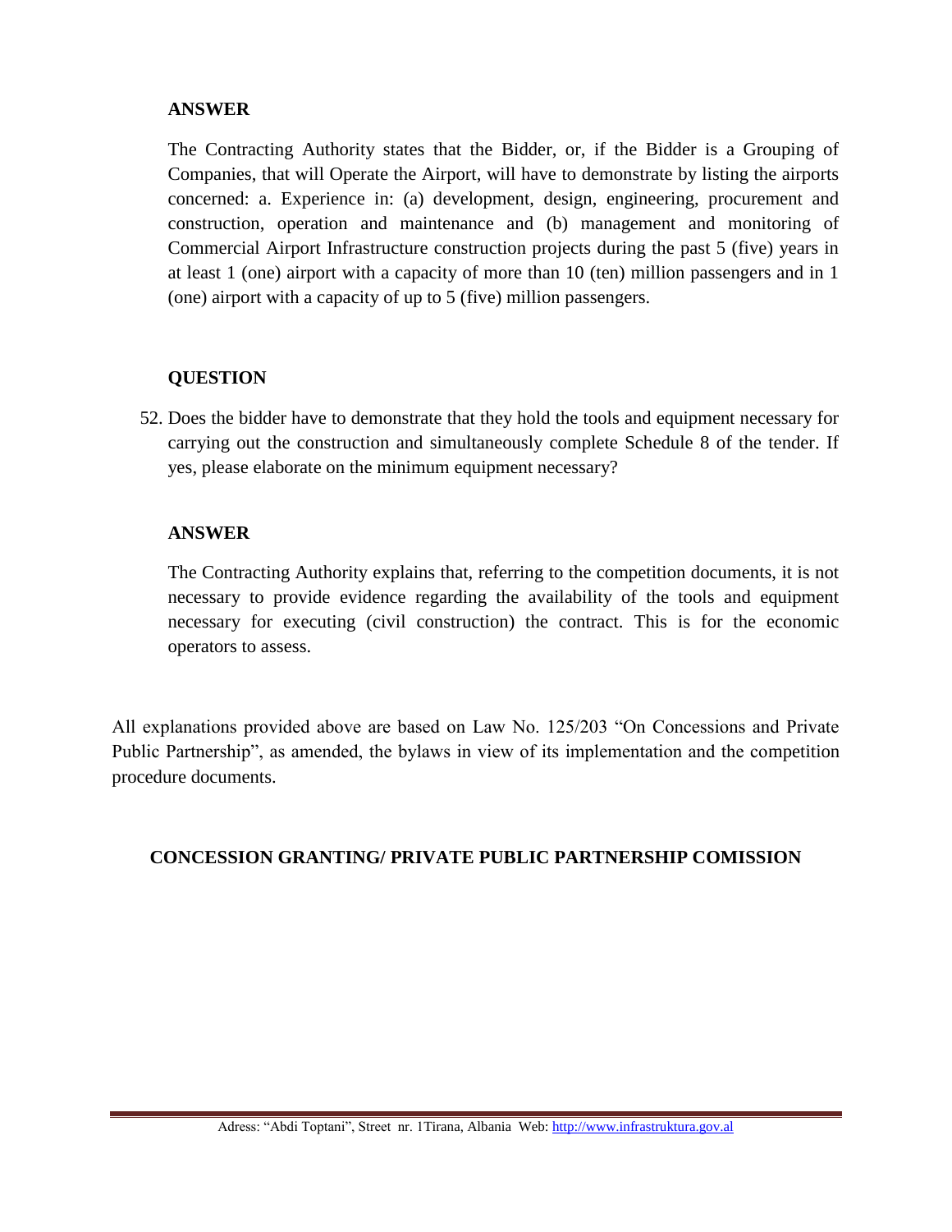**ANSWER**

The Contracting Authority states that the Bidder, or, if the Bidder is a Grouping of Companies, that will Operate the Airport, will have to demonstrate by listing the airports concerned: a. Experience in: (a) development, design, engineering, procurement and construction, operation and maintenance and (b) management and monitoring of Commercial Airport Infrastructure construction projects during the past 5 (five) years in at least 1 (one) airport with a capacity of more than 10 (ten) million passengers and in 1 (one) airport with a capacity of up to 5 (five) million passengers.

**QUESTION**

52. Does the bidder have to demonstrate that they hold the tools and equipment necessary for carrying out the construction and simultaneously complete Schedule 8 of the tender. If yes, please elaborate on the minimum equipment necessary?

**ANSWER**

The Contracting Authority explains that, referring to the competition documents, it is not necessary to provide evidence regarding the availability of the tools and equipment necessary for executing (civil construction) the contract. This is for the economic operators to assess.

All explanations provided above are based on Law No. 125/203 “On Concessions and Private Public Partnership”, as amended, the bylaws in view of its implementation and the competition procedure documents.

**CONCESSION GRANTING/ PRIVATE PUBLIC PARTNERSHIP COMISSION**

Adress: “Abdi Toptani”, Street nr. 1Tirana, Albania Web: http://www.infrastruktura.gov.al